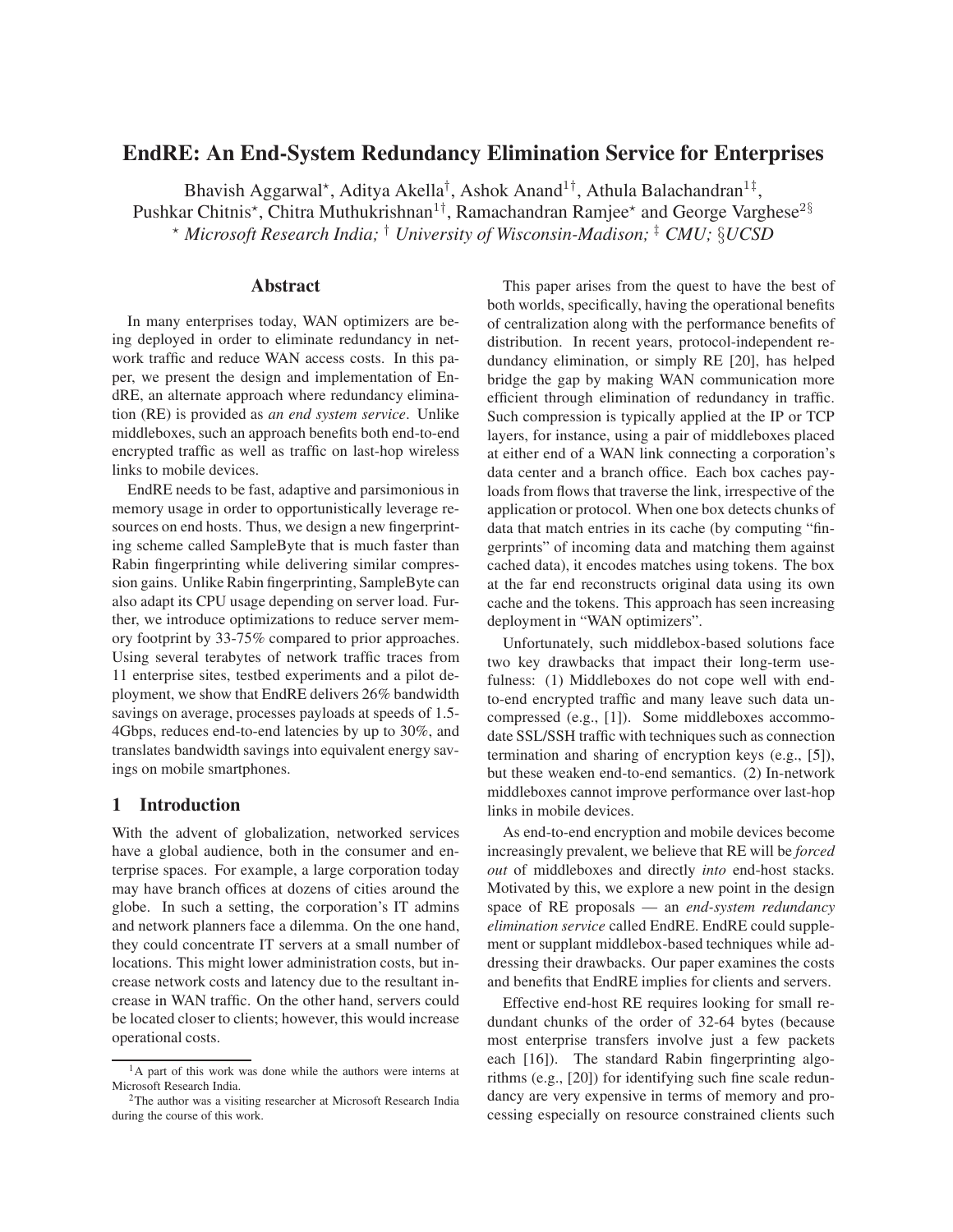# EndRE: An End-System Redundancy Elimination Service for Enterprises

Bhavish Aggarwal⋆, Aditya Akella†, Ashok Anand[1]†, Athula Balachandran[1]‡, Pushkar Chitnis⋆, Chitra Muthukrishnan[1]†, Ramachandran Ramjee⋆ and George Varghese[2]§

⋆ *Microsoft Research India;* † *University of Wisconsin-Madison;* ‡ *CMU;* §*UCSD*

## Abstract

In many enterprises today, WAN optimizers are being deployed in order to eliminate redundancy in network traffic and reduce WAN access costs. In this paper, we present the design and implementation of EndRE, an alternate approach where redundancy elimination (RE) is provided as *an end system service*. Unlike middleboxes, such an approach benefits both end-to-end encrypted traffic as well as traffic on last-hop wireless links to mobile devices.

EndRE needs to be fast, adaptive and parsimonious in memory usage in order to opportunistically leverage resources on end hosts. Thus, we design a new fingerprinting scheme called SampleByte that is much faster than Rabin fingerprinting while delivering similar compression gains. Unlike Rabin fingerprinting, SampleByte can also adapt its CPU usage depending on server load. Further, we introduce optimizations to reduce server memory footprint by 33-75% compared to prior approaches. Using several terabytes of network traffic traces from 11 enterprise sites, testbed experiments and a pilot deployment, we show that EndRE delivers 26% bandwidth savings on average, processes payloads at speeds of 1.5-4Gbps, reduces end-to-end latencies by up to 30%, and translates bandwidth savings into equivalent energy savings on mobile smartphones.

## 1 Introduction

With the advent of globalization, networked services have a global audience, both in the consumer and enterprise spaces. For example, a large corporation today may have branch offices at dozens of cities around the globe. In such a setting, the corporation's IT admins and network planners face a dilemma. On the one hand, they could concentrate IT servers at a small number of locations. This might lower administration costs, but increase network costs and latency due to the resultant increase in WAN traffic. On the other hand, servers could be located closer to clients; however, this would increase operational costs.

This paper arises from the quest to have the best of both worlds, specifically, having the operational benefits of centralization along with the performance benefits of distribution. In recent years, protocol-independent redundancy elimination, or simply RE [20], has helped bridge the gap by making WAN communication more efficient through elimination of redundancy in traffic. Such compression is typically applied at the IP or TCP layers, for instance, using a pair of middleboxes placed at either end of a WAN link connecting a corporation's data center and a branch office. Each box caches payloads from flows that traverse the link, irrespective of the application or protocol. When one box detects chunks of data that match entries in its cache (by computing "fingerprints" of incoming data and matching them against cached data), it encodes matches using tokens. The box at the far end reconstructs original data using its own cache and the tokens. This approach has seen increasing deployment in "WAN optimizers".

Unfortunately, such middlebox-based solutions face two key drawbacks that impact their long-term usefulness: (1) Middleboxes do not cope well with end-to-end encrypted traffic and many leave such data uncompressed (e.g., [1]). Some middleboxes accommodate SSL/SSH traffic with techniques such as connection termination and sharing of encryption keys (e.g., [5]), but these weaken end-to-end semantics. (2) In-network middleboxes cannot improve performance over last-hop links in mobile devices.

As end-to-end encryption and mobile devices become increasingly prevalent, we believe that RE will be *forced out* of middleboxes and directly *into* end-host stacks. Motivated by this, we explore a new point in the design space of RE proposals — an *end-system redundancy elimination service* called EndRE. EndRE could supplement or supplant middlebox-based techniques while addressing their drawbacks. Our paper examines the costs and benefits that EndRE implies for clients and servers.

Effective end-host RE requires looking for small redundant chunks of the order of 32-64 bytes (because most enterprise transfers involve just a few packets each [16]). The standard Rabin fingerprinting algorithms (e.g., [20]) for identifying such fine scale redundancy are very expensive in terms of memory and processing especially on resource constrained clients such

[1] A part of this work was done while the authors were interns at Microsoft Research India.

[2] The author was a visiting researcher at Microsoft Research India during the course of this work.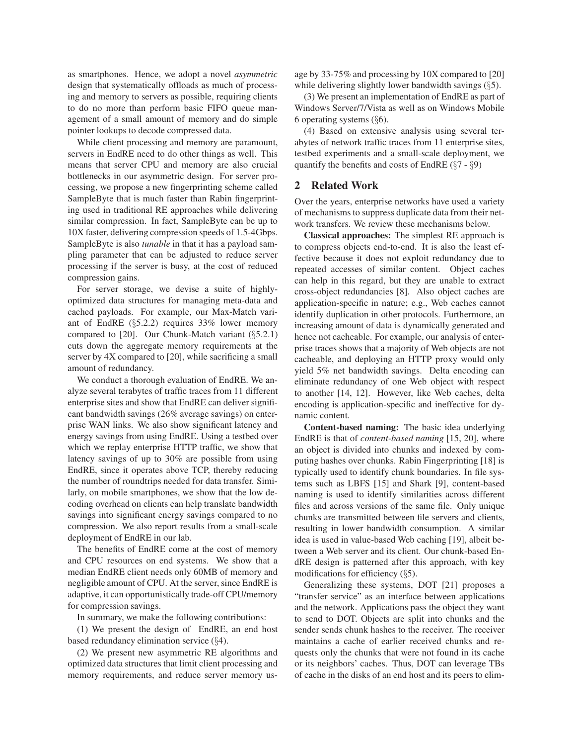as smartphones. Hence, we adopt a novel *asymmetric* design that systematically offloads as much of processing and memory to servers as possible, requiring clients to do no more than perform basic FIFO queue management of a small amount of memory and do simple pointer lookups to decode compressed data.

While client processing and memory are paramount, servers in EndRE need to do other things as well. This means that server CPU and memory are also crucial bottlenecks in our asymmetric design. For server processing, we propose a new fingerprinting scheme called SampleByte that is much faster than Rabin fingerprinting used in traditional RE approaches while delivering similar compression. In fact, SampleByte can be up to 10X faster, delivering compression speeds of 1.5-4Gbps. SampleByte is also *tunable* in that it has a payload sampling parameter that can be adjusted to reduce server processing if the server is busy, at the cost of reduced compression gains.

For server storage, we devise a suite of highly-optimized data structures for managing meta-data and cached payloads. For example, our Max-Match variant of EndRE (§5.2.2) requires 33% lower memory compared to [20]. Our Chunk-Match variant (§5.2.1) cuts down the aggregate memory requirements at the server by 4X compared to [20], while sacrificing a small amount of redundancy.

We conduct a thorough evaluation of EndRE. We analyze several terabytes of traffic traces from 11 different enterprise sites and show that EndRE can deliver significant bandwidth savings (26% average savings) on enterprise WAN links. We also show significant latency and energy savings from using EndRE. Using a testbed over which we replay enterprise HTTP traffic, we show that latency savings of up to 30% are possible from using EndRE, since it operates above TCP, thereby reducing the number of roundtrips needed for data transfer. Similarly, on mobile smartphones, we show that the low decoding overhead on clients can help translate bandwidth savings into significant energy savings compared to no compression. We also report results from a small-scale deployment of EndRE in our lab.

The benefits of EndRE come at the cost of memory and CPU resources on end systems. We show that a median EndRE client needs only 60MB of memory and negligible amount of CPU. At the server, since EndRE is adaptive, it can opportunistically trade-off CPU/memory for compression savings.

In summary, we make the following contributions:

(1) We present the design of EndRE, an end host based redundancy elimination service (§4).

(2) We present new asymmetric RE algorithms and optimized data structures that limit client processing and memory requirements, and reduce server memory usage by 33-75% and processing by 10X compared to [20] while delivering slightly lower bandwidth savings (§5).

(3) We present an implementation of EndRE as part of Windows Server/7/Vista as well as on Windows Mobile 6 operating systems (§6).

(4) Based on extensive analysis using several terabytes of network traffic traces from 11 enterprise sites, testbed experiments and a small-scale deployment, we quantify the benefits and costs of EndRE (§7 - §9)

## 2 Related Work

Over the years, enterprise networks have used a variety of mechanisms to suppress duplicate data from their network transfers. We review these mechanisms below.

**Classical approaches:** The simplest RE approach is to compress objects end-to-end. It is also the least effective because it does not exploit redundancy due to repeated accesses of similar content. Object caches can help in this regard, but they are unable to extract cross-object redundancies [8]. Also object caches are application-specific in nature; e.g., Web caches cannot identify duplication in other protocols. Furthermore, an increasing amount of data is dynamically generated and hence not cacheable. For example, our analysis of enterprise traces shows that a majority of Web objects are not cacheable, and deploying an HTTP proxy would only yield 5% net bandwidth savings. Delta encoding can eliminate redundancy of one Web object with respect to another [14, 12]. However, like Web caches, delta encoding is application-specific and ineffective for dynamic content.

**Content-based naming:** The basic idea underlying EndRE is that of *content-based naming* [15, 20], where an object is divided into chunks and indexed by computing hashes over chunks. Rabin Fingerprinting [18] is typically used to identify chunk boundaries. In file systems such as LBFS [15] and Shark [9], content-based naming is used to identify similarities across different files and across versions of the same file. Only unique chunks are transmitted between file servers and clients, resulting in lower bandwidth consumption. A similar idea is used in value-based Web caching [19], albeit between a Web server and its client. Our chunk-based EndRE design is patterned after this approach, with key modifications for efficiency (§5).

Generalizing these systems, DOT [21] proposes a "transfer service" as an interface between applications and the network. Applications pass the object they want to send to DOT. Objects are split into chunks and the sender sends chunk hashes to the receiver. The receiver maintains a cache of earlier received chunks and requests only the chunks that were not found in its cache or its neighbors' caches. Thus, DOT can leverage TBs of cache in the disks of an end host and its peers to elim-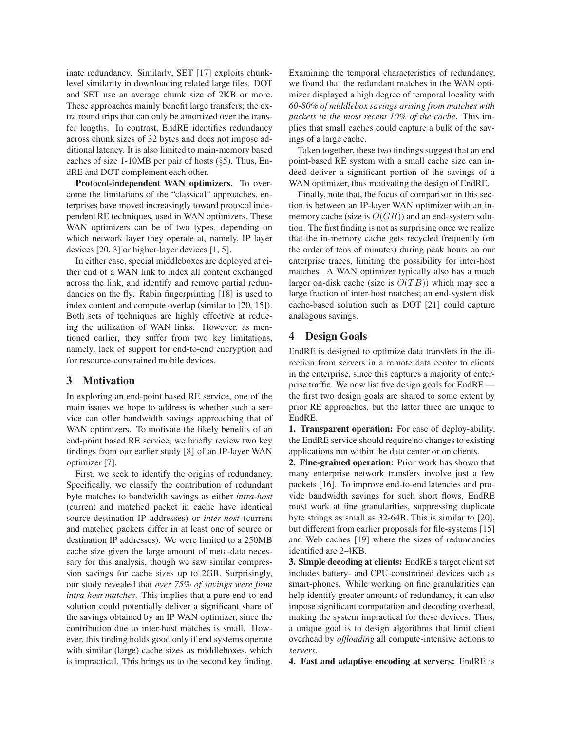inate redundancy. Similarly, SET [17] exploits chunk-level similarity in downloading related large files. DOT and SET use an average chunk size of 2KB or more. These approaches mainly benefit large transfers; the extra round trips that can only be amortized over the transfer lengths. In contrast, EndRE identifies redundancy across chunk sizes of 32 bytes and does not impose additional latency. It is also limited to main-memory based caches of size 1-10MB per pair of hosts (§5). Thus, EndRE and DOT complement each other.

**Protocol-independent WAN optimizers.** To overcome the limitations of the "classical" approaches, enterprises have moved increasingly toward protocol independent RE techniques, used in WAN optimizers. These WAN optimizers can be of two types, depending on which network layer they operate at, namely, IP layer devices [20, 3] or higher-layer devices [1, 5].

In either case, special middleboxes are deployed at either end of a WAN link to index all content exchanged across the link, and identify and remove partial redundancies on the fly. Rabin fingerprinting [18] is used to index content and compute overlap (similar to [20, 15]). Both sets of techniques are highly effective at reducing the utilization of WAN links. However, as mentioned earlier, they suffer from two key limitations, namely, lack of support for end-to-end encryption and for resource-constrained mobile devices.

## 3 Motivation

In exploring an end-point based RE service, one of the main issues we hope to address is whether such a service can offer bandwidth savings approaching that of WAN optimizers. To motivate the likely benefits of an end-point based RE service, we briefly review two key findings from our earlier study [8] of an IP-layer WAN optimizer [7].

First, we seek to identify the origins of redundancy. Specifically, we classify the contribution of redundant byte matches to bandwidth savings as either *intra-host* (current and matched packet in cache have identical source-destination IP addresses) or *inter-host* (current and matched packets differ in at least one of source or destination IP addresses). We were limited to a 250MB cache size given the large amount of meta-data necessary for this analysis, though we saw similar compression savings for cache sizes up to 2GB. Surprisingly, our study revealed that *over 75% of savings were from intra-host matches*. This implies that a pure end-to-end solution could potentially deliver a significant share of the savings obtained by an IP WAN optimizer, since the contribution due to inter-host matches is small. However, this finding holds good only if end systems operate with similar (large) cache sizes as middleboxes, which is impractical. This brings us to the second key finding. Examining the temporal characteristics of redundancy, we found that the redundant matches in the WAN optimizer displayed a high degree of temporal locality with *60-80% of middlebox savings arising from matches with packets in the most recent 10% of the cache*. This implies that small caches could capture a bulk of the savings of a large cache.

Taken together, these two findings suggest that an end point-based RE system with a small cache size can indeed deliver a significant portion of the savings of a WAN optimizer, thus motivating the design of EndRE.

Finally, note that, the focus of comparison in this section is between an IP-layer WAN optimizer with an in-memory cache (size is $O(GB)$) and an end-system solution. The first finding is not as surprising once we realize that the in-memory cache gets recycled frequently (on the order of tens of minutes) during peak hours on our enterprise traces, limiting the possibility for inter-host matches. A WAN optimizer typically also has a much larger on-disk cache (size is $O(TB)$) which may see a large fraction of inter-host matches; an end-system disk cache-based solution such as DOT [21] could capture analogous savings.

## 4 Design Goals

EndRE is designed to optimize data transfers in the direction from servers in a remote data center to clients in the enterprise, since this captures a majority of enterprise traffic. We now list five design goals for EndRE — the first two design goals are shared to some extent by prior RE approaches, but the latter three are unique to EndRE.

**1. Transparent operation:** For ease of deploy-ability, the EndRE service should require no changes to existing applications run within the data center or on clients.

**2. Fine-grained operation:** Prior work has shown that many enterprise network transfers involve just a few packets [16]. To improve end-to-end latencies and provide bandwidth savings for such short flows, EndRE must work at fine granularities, suppressing duplicate byte strings as small as 32-64B. This is similar to [20], but different from earlier proposals for file-systems [15] and Web caches [19] where the sizes of redundancies identified are 2-4KB.

**3. Simple decoding at clients:** EndRE's target client set includes battery- and CPU-constrained devices such as smart-phones. While working on fine granularities can help identify greater amounts of redundancy, it can also impose significant computation and decoding overhead, making the system impractical for these devices. Thus, a unique goal is to design algorithms that limit client overhead by *offloading* all compute-intensive actions to *servers*.

**4. Fast and adaptive encoding at servers:** EndRE is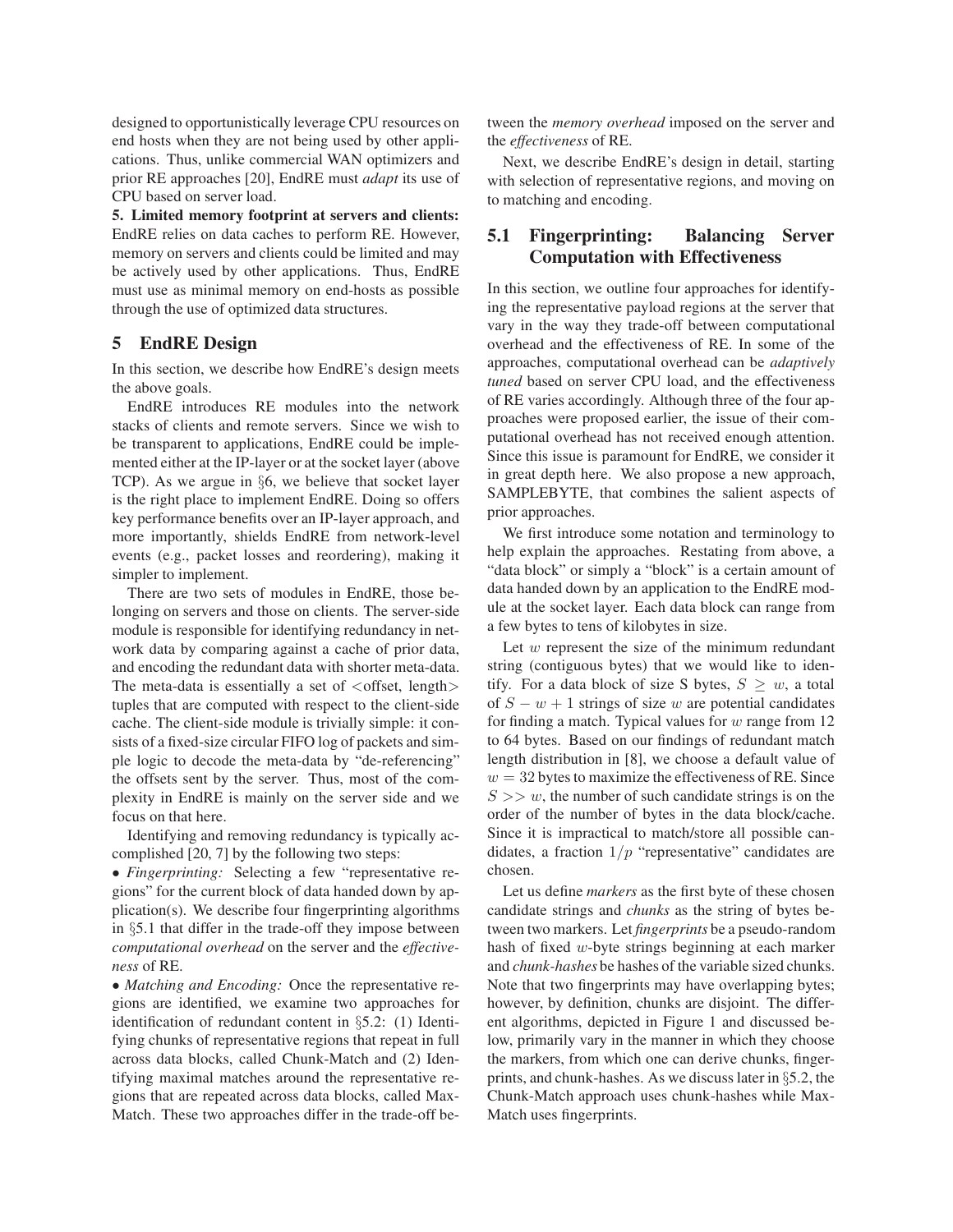designed to opportunistically leverage CPU resources on end hosts when they are not being used by other applications. Thus, unlike commercial WAN optimizers and prior RE approaches [20], EndRE must *adapt* its use of CPU based on server load.

**5. Limited memory footprint at servers and clients:** EndRE relies on data caches to perform RE. However, memory on servers and clients could be limited and may be actively used by other applications. Thus, EndRE must use as minimal memory on end-hosts as possible through the use of optimized data structures.

## 5 EndRE Design

In this section, we describe how EndRE's design meets the above goals.

EndRE introduces RE modules into the network stacks of clients and remote servers. Since we wish to be transparent to applications, EndRE could be implemented either at the IP-layer or at the socket layer (above TCP). As we argue in §6, we believe that socket layer is the right place to implement EndRE. Doing so offers key performance benefits over an IP-layer approach, and more importantly, shields EndRE from network-level events (e.g., packet losses and reordering), making it simpler to implement.

There are two sets of modules in EndRE, those belonging on servers and those on clients. The server-side module is responsible for identifying redundancy in network data by comparing against a cache of prior data, and encoding the redundant data with shorter meta-data. The meta-data is essentially a set of <offset, length> tuples that are computed with respect to the client-side cache. The client-side module is trivially simple: it consists of a fixed-size circular FIFO log of packets and simple logic to decode the meta-data by "de-referencing" the offsets sent by the server. Thus, most of the complexity in EndRE is mainly on the server side and we focus on that here.

Identifying and removing redundancy is typically accomplished [20, 7] by the following two steps:

- *Fingerprinting:* Selecting a few "representative regions" for the current block of data handed down by application(s). We describe four fingerprinting algorithms in §5.1 that differ in the trade-off they impose between *computational overhead* on the server and the *effectiveness* of RE.
- *Matching and Encoding:* Once the representative regions are identified, we examine two approaches for identification of redundant content in §5.2: (1) Identifying chunks of representative regions that repeat in full across data blocks, called Chunk-Match and (2) Identifying maximal matches around the representative regions that are repeated across data blocks, called Max-Match. These two approaches differ in the trade-off between the *memory overhead* imposed on the server and the *effectiveness* of RE.

Next, we describe EndRE's design in detail, starting with selection of representative regions, and moving on to matching and encoding.

### 5.1 Fingerprinting: Balancing Server Computation with Effectiveness

In this section, we outline four approaches for identifying the representative payload regions at the server that vary in the way they trade-off between computational overhead and the effectiveness of RE. In some of the approaches, computational overhead can be *adaptively tuned* based on server CPU load, and the effectiveness of RE varies accordingly. Although three of the four approaches were proposed earlier, the issue of their computational overhead has not received enough attention. Since this issue is paramount for EndRE, we consider it in great depth here. We also propose a new approach, SAMPLEBYTE, that combines the salient aspects of prior approaches.

We first introduce some notation and terminology to help explain the approaches. Restating from above, a "data block" or simply a "block" is a certain amount of data handed down by an application to the EndRE module at the socket layer. Each data block can range from a few bytes to tens of kilobytes in size.

Let $w$ represent the size of the minimum redundant string (contiguous bytes) that we would like to identify. For a data block of size S bytes, $S \geq w$, a total of $S - w + 1$ strings of size $w$ are potential candidates for finding a match. Typical values for $w$ range from 12 to 64 bytes. Based on our findings of redundant match length distribution in [8], we choose a default value of $w = 32$ bytes to maximize the effectiveness of RE. Since $S >> w$, the number of such candidate strings is on the order of the number of bytes in the data block/cache. Since it is impractical to match/store all possible candidates, a fraction $1/p$ "representative" candidates are chosen.

Let us define *markers* as the first byte of these chosen candidate strings and *chunks* as the string of bytes between two markers. Let *fingerprints* be a pseudo-random hash of fixed $w$-byte strings beginning at each marker and *chunk-hashes* be hashes of the variable sized chunks. Note that two fingerprints may have overlapping bytes; however, by definition, chunks are disjoint. The different algorithms, depicted in Figure 1 and discussed below, primarily vary in the manner in which they choose the markers, from which one can derive chunks, fingerprints, and chunk-hashes. As we discuss later in §5.2, the Chunk-Match approach uses chunk-hashes while Max-Match uses fingerprints.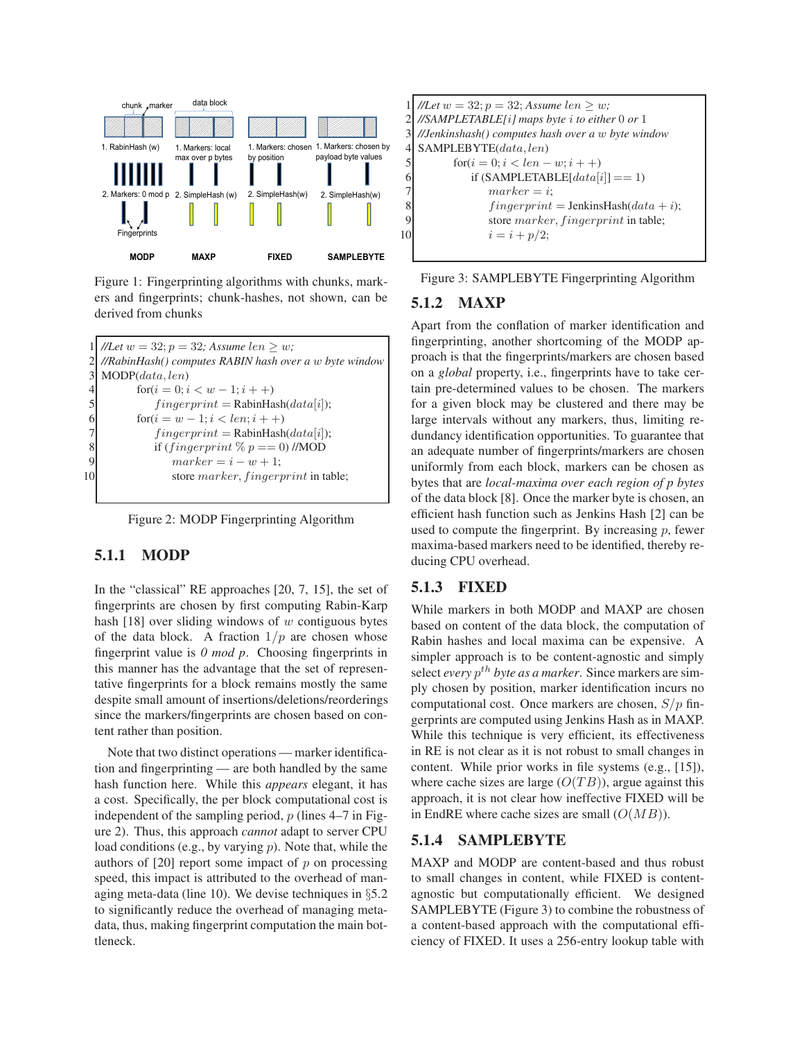Figure 1: Fingerprinting algorithms with chunks, markers and fingerprints; chunk-hashes, not shown, can be derived from chunks

```
1  //Let w = 32; p = 32; Assume len ≥ w;
2  //RabinHash() computes RABIN hash over a w byte window
3  MODP(data, len)
4       for(i = 0; i < w − 1; i++)
5           fingerprint = RabinHash(data[i]);
6       for(i = w − 1; i < len; i++)
7           fingerprint = RabinHash(data[i]);
8           if (fingerprint % p == 0) //MOD
9               marker = i − w + 1;
10              store marker, fingerprint in table;
```

Figure 2: MODP Fingerprinting Algorithm

### 5.1.1 MODP

In the "classical" RE approaches [20, 7, 15], the set of fingerprints are chosen by first computing Rabin-Karp hash [18] over sliding windows of $w$ contiguous bytes of the data block. A fraction $1/p$ are chosen whose fingerprint value is *0 mod p*. Choosing fingerprints in this manner has the advantage that the set of representative fingerprints for a block remains mostly the same despite small amount of insertions/deletions/reorderings since the markers/fingerprints are chosen based on content rather than position.

Note that two distinct operations — marker identification and fingerprinting — are both handled by the same hash function here. While this *appears* elegant, it has a cost. Specifically, the per block computational cost is independent of the sampling period, $p$ (lines 4–7 in Figure 2). Thus, this approach *cannot* adapt to server CPU load conditions (e.g., by varying $p$). Note that, while the authors of [20] report some impact of $p$ on processing speed, this impact is attributed to the overhead of managing meta-data (line 10). We devise techniques in §5.2 to significantly reduce the overhead of managing meta-data, thus, making fingerprint computation the main bottleneck.

```
1  //Let w = 32; p = 32; Assume len ≥ w;
2  //SAMPLETABLE[i] maps byte i to either 0 or 1
3  //Jenkinshash() computes hash over a w byte window
4  SAMPLEBYTE(data, len)
5       for(i = 0; i < len − w; i++)
6           if (SAMPLETABLE[data[i]] == 1)
7               marker = i;
8               fingerprint = JenkinsHash(data + i);
9               store marker, fingerprint in table;
10              i = i + p/2;
```

Figure 3: SAMPLEBYTE Fingerprinting Algorithm

### 5.1.2 MAXP

Apart from the conflation of marker identification and fingerprinting, another shortcoming of the MODP approach is that the fingerprints/markers are chosen based on a *global* property, i.e., fingerprints have to take certain pre-determined values to be chosen. The markers for a given block may be clustered and there may be large intervals without any markers, thus, limiting redundancy identification opportunities. To guarantee that an adequate number of fingerprints/markers are chosen uniformly from each block, markers can be chosen as bytes that are *local-maxima over each region of p bytes* of the data block [8]. Once the marker byte is chosen, an efficient hash function such as Jenkins Hash [2] can be used to compute the fingerprint. By increasing $p$, fewer maxima-based markers need to be identified, thereby reducing CPU overhead.

### 5.1.3 FIXED

While markers in both MODP and MAXP are chosen based on content of the data block, the computation of Rabin hashes and local maxima can be expensive. A simpler approach is to be content-agnostic and simply select *every $p^{th}$ byte as a marker*. Since markers are simply chosen by position, marker identification incurs no computational cost. Once markers are chosen, $S/p$ fingerprints are computed using Jenkins Hash as in MAXP. While this technique is very efficient, its effectiveness in RE is not clear as it is not robust to small changes in content. While prior works in file systems (e.g., [15]), where cache sizes are large ($O(TB)$), argue against this approach, it is not clear how ineffective FIXED will be in EndRE where cache sizes are small ($O(MB)$).

### 5.1.4 SAMPLEBYTE

MAXP and MODP are content-based and thus robust to small changes in content, while FIXED is content-agnostic but computationally efficient. We designed SAMPLEBYTE (Figure 3) to combine the robustness of a content-based approach with the computational efficiency of FIXED. It uses a 256-entry lookup table with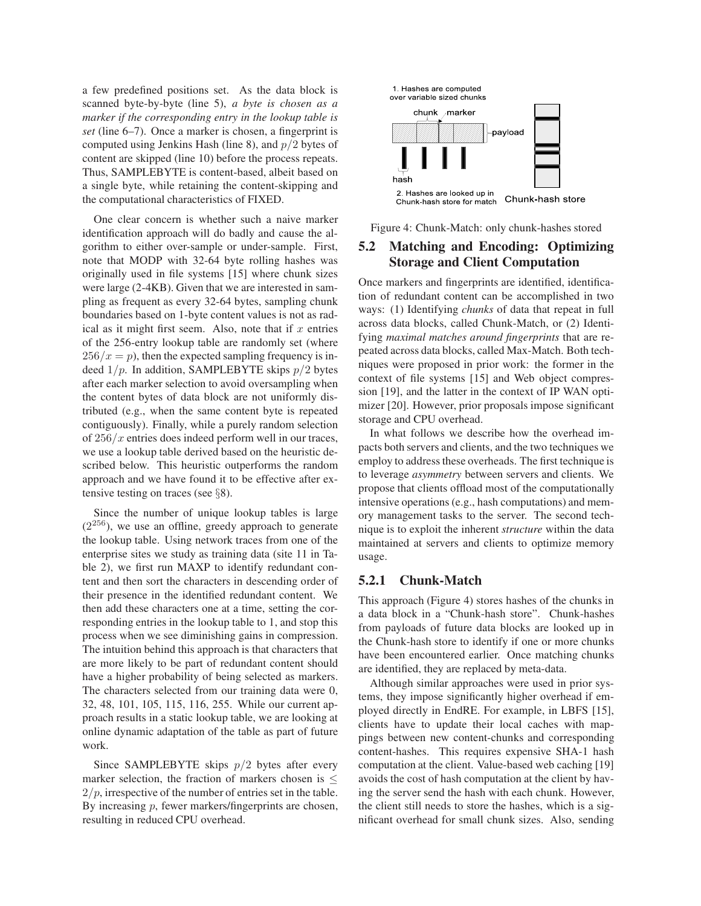a few predefined positions set. As the data block is scanned byte-by-byte (line 5), *a byte is chosen as a marker if the corresponding entry in the lookup table is set* (line 6–7). Once a marker is chosen, a fingerprint is computed using Jenkins Hash (line 8), and $p/2$ bytes of content are skipped (line 10) before the process repeats. Thus, SAMPLEBYTE is content-based, albeit based on a single byte, while retaining the content-skipping and the computational characteristics of FIXED.

One clear concern is whether such a naive marker identification approach will do badly and cause the algorithm to either over-sample or under-sample. First, note that MODP with 32-64 byte rolling hashes was originally used in file systems [15] where chunk sizes were large (2-4KB). Given that we are interested in sampling as frequent as every 32-64 bytes, sampling chunk boundaries based on 1-byte content values is not as radical as it might first seem. Also, note that if $x$ entries of the 256-entry lookup table are randomly set (where $256/x = p$), then the expected sampling frequency is indeed $1/p$. In addition, SAMPLEBYTE skips $p/2$ bytes after each marker selection to avoid oversampling when the content bytes of data block are not uniformly distributed (e.g., when the same content byte is repeated contiguously). Finally, while a purely random selection of $256/x$ entries does indeed perform well in our traces, we use a lookup table derived based on the heuristic described below. This heuristic outperforms the random approach and we have found it to be effective after extensive testing on traces (see §8).

Since the number of unique lookup tables is large ($2^{256}$), we use an offline, greedy approach to generate the lookup table. Using network traces from one of the enterprise sites we study as training data (site 11 in Table 2), we first run MAXP to identify redundant content and then sort the characters in descending order of their presence in the identified redundant content. We then add these characters one at a time, setting the corresponding entries in the lookup table to 1, and stop this process when we see diminishing gains in compression. The intuition behind this approach is that characters that are more likely to be part of redundant content should have a higher probability of being selected as markers. The characters selected from our training data were 0, 32, 48, 101, 105, 115, 116, 255. While our current approach results in a static lookup table, we are looking at online dynamic adaptation of the table as part of future work.

Since SAMPLEBYTE skips $p/2$ bytes after every marker selection, the fraction of markers chosen is $\leq 2/p$, irrespective of the number of entries set in the table. By increasing $p$, fewer markers/fingerprints are chosen, resulting in reduced CPU overhead.

Figure 4: Chunk-Match: only chunk-hashes stored

## 5.2 Matching and Encoding: Optimizing Storage and Client Computation

Once markers and fingerprints are identified, identification of redundant content can be accomplished in two ways: (1) Identifying *chunks* of data that repeat in full across data blocks, called Chunk-Match, or (2) Identifying *maximal matches around fingerprints* that are repeated across data blocks, called Max-Match. Both techniques were proposed in prior work: the former in the context of file systems [15] and Web object compression [19], and the latter in the context of IP WAN optimizer [20]. However, prior proposals impose significant storage and CPU overhead.

In what follows we describe how the overhead impacts both servers and clients, and the two techniques we employ to address these overheads. The first technique is to leverage *asymmetry* between servers and clients. We propose that clients offload most of the computationally intensive operations (e.g., hash computations) and memory management tasks to the server. The second technique is to exploit the inherent *structure* within the data maintained at servers and clients to optimize memory usage.

### 5.2.1 Chunk-Match

This approach (Figure 4) stores hashes of the chunks in a data block in a "Chunk-hash store". Chunk-hashes from payloads of future data blocks are looked up in the Chunk-hash store to identify if one or more chunks have been encountered earlier. Once matching chunks are identified, they are replaced by meta-data.

Although similar approaches were used in prior systems, they impose significantly higher overhead if employed directly in EndRE. For example, in LBFS [15], clients have to update their local caches with mappings between new content-chunks and corresponding content-hashes. This requires expensive SHA-1 hash computation at the client. Value-based web caching [19] avoids the cost of hash computation at the client by having the server send the hash with each chunk. However, the client still needs to store the hashes, which is a significant overhead for small chunk sizes. Also, sending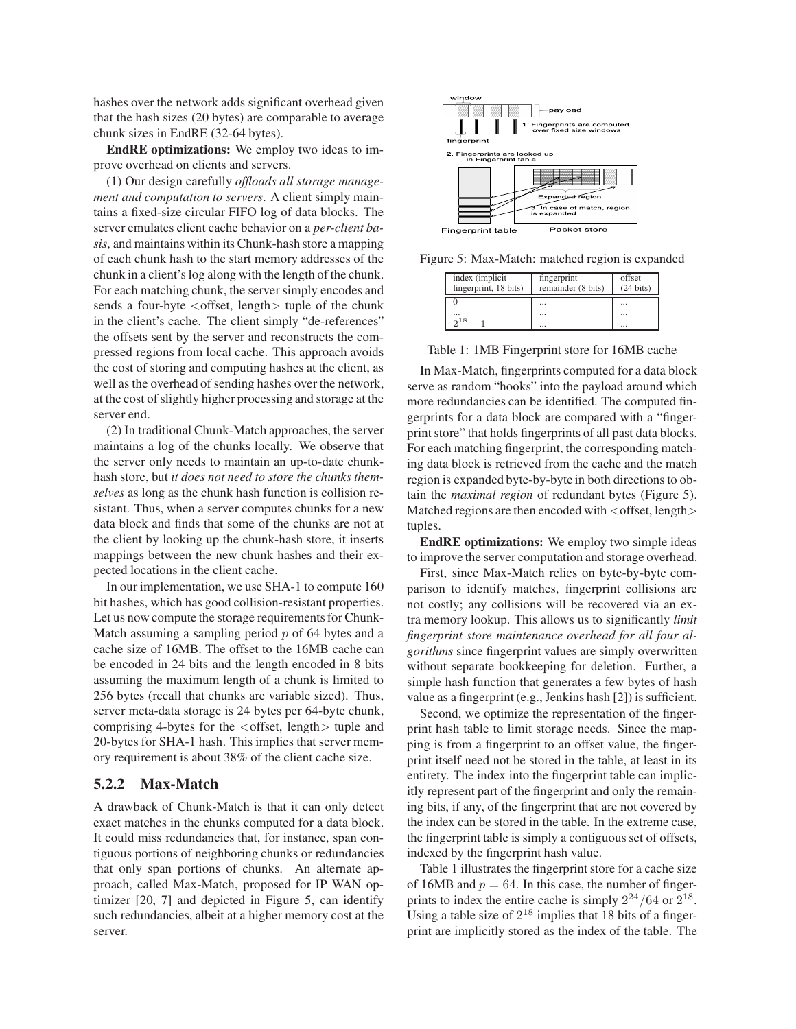hashes over the network adds significant overhead given that the hash sizes (20 bytes) are comparable to average chunk sizes in EndRE (32-64 bytes).

**EndRE optimizations:** We employ two ideas to improve overhead on clients and servers.

(1) Our design carefully *offloads all storage management and computation to servers*. A client simply maintains a fixed-size circular FIFO log of data blocks. The server emulates client cache behavior on a *per-client basis*, and maintains within its Chunk-hash store a mapping of each chunk hash to the start memory addresses of the chunk in a client's log along with the length of the chunk. For each matching chunk, the server simply encodes and sends a four-byte <offset, length> tuple of the chunk in the client's cache. The client simply "de-references" the offsets sent by the server and reconstructs the compressed regions from local cache. This approach avoids the cost of storing and computing hashes at the client, as well as the overhead of sending hashes over the network, at the cost of slightly higher processing and storage at the server end.

(2) In traditional Chunk-Match approaches, the server maintains a log of the chunks locally. We observe that the server only needs to maintain an up-to-date chunk-hash store, but *it does not need to store the chunks themselves* as long as the chunk hash function is collision resistant. Thus, when a server computes chunks for a new data block and finds that some of the chunks are not at the client by looking up the chunk-hash store, it inserts mappings between the new chunk hashes and their expected locations in the client cache.

In our implementation, we use SHA-1 to compute 160 bit hashes, which has good collision-resistant properties. Let us now compute the storage requirements for Chunk-Match assuming a sampling period $p$ of 64 bytes and a cache size of 16MB. The offset to the 16MB cache can be encoded in 24 bits and the length encoded in 8 bits assuming the maximum length of a chunk is limited to 256 bytes (recall that chunks are variable sized). Thus, server meta-data storage is 24 bytes per 64-byte chunk, comprising 4-bytes for the <offset, length> tuple and 20-bytes for SHA-1 hash. This implies that server memory requirement is about 38% of the client cache size.

### 5.2.2 Max-Match

A drawback of Chunk-Match is that it can only detect exact matches in the chunks computed for a data block. It could miss redundancies that, for instance, span contiguous portions of neighboring chunks or redundancies that only span portions of chunks. An alternate approach, called Max-Match, proposed for IP WAN optimizer [20, 7] and depicted in Figure 5, can identify such redundancies, albeit at a higher memory cost at the server.

Figure 5: Max-Match: matched region is expanded

| index (implicit fingerprint, 18 bits) | fingerprint remainder (8 bits) | offset (24 bits) |
|---|---|---|
| 0 | ... | ... |
| ... | ... | ... |
| $2^{18}-1$ | ... | ... |

Table 1: 1MB Fingerprint store for 16MB cache

In Max-Match, fingerprints computed for a data block serve as random "hooks" into the payload around which more redundancies can be identified. The computed fingerprints for a data block are compared with a "fingerprint store" that holds fingerprints of all past data blocks. For each matching fingerprint, the corresponding matching data block is retrieved from the cache and the match region is expanded byte-by-byte in both directions to obtain the *maximal region* of redundant bytes (Figure 5). Matched regions are then encoded with <offset, length> tuples.

**EndRE optimizations:** We employ two simple ideas to improve the server computation and storage overhead.

First, since Max-Match relies on byte-by-byte comparison to identify matches, fingerprint collisions are not costly; any collisions will be recovered via an extra memory lookup. This allows us to significantly *limit fingerprint store maintenance overhead for all four algorithms* since fingerprint values are simply overwritten without separate bookkeeping for deletion. Further, a simple hash function that generates a few bytes of hash value as a fingerprint (e.g., Jenkins hash [2]) is sufficient.

Second, we optimize the representation of the fingerprint hash table to limit storage needs. Since the mapping is from a fingerprint to an offset value, the fingerprint itself need not be stored in the table, at least in its entirety. The index into the fingerprint table can implicitly represent part of the fingerprint and only the remaining bits, if any, of the fingerprint that are not covered by the index can be stored in the table. In the extreme case, the fingerprint table is simply a contiguous set of offsets, indexed by the fingerprint hash value.

Table 1 illustrates the fingerprint store for a cache size of 16MB and $p = 64$. In this case, the number of fingerprints to index the entire cache is simply $2^{24}/64$ or $2^{18}$. Using a table size of $2^{18}$ implies that 18 bits of a fingerprint are implicitly stored as the index of the table. The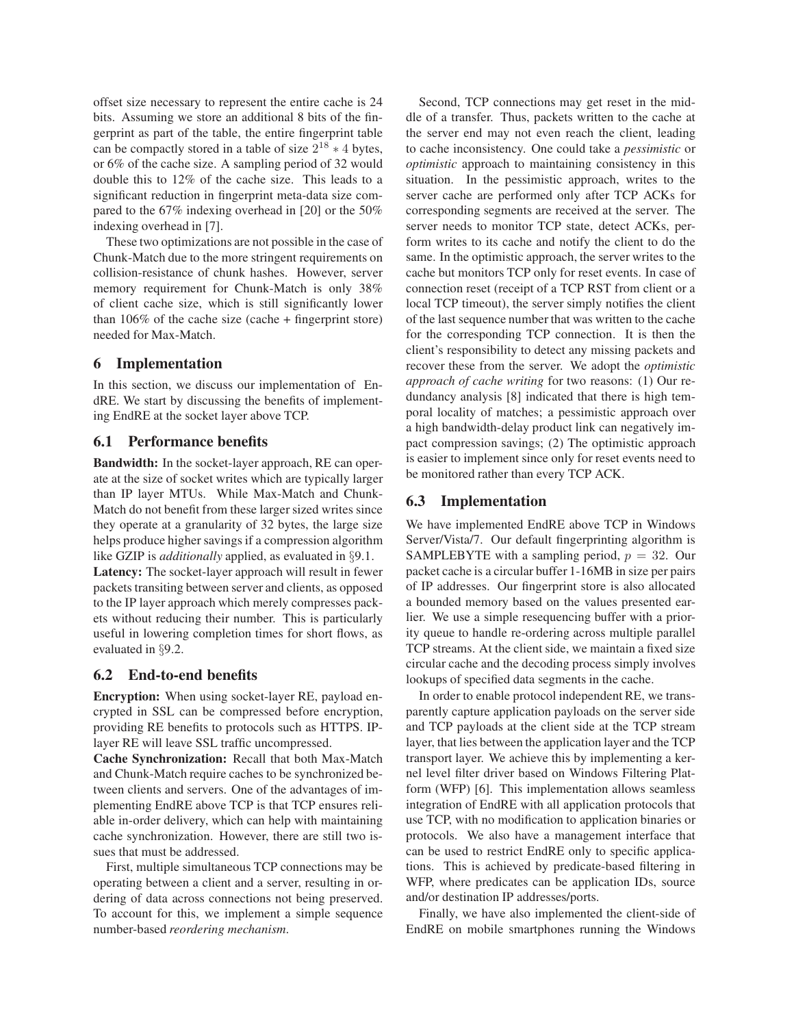offset size necessary to represent the entire cache is 24 bits. Assuming we store an additional 8 bits of the fingerprint as part of the table, the entire fingerprint table can be compactly stored in a table of size $2^{18} * 4$ bytes, or 6% of the cache size. A sampling period of 32 would double this to 12% of the cache size. This leads to a significant reduction in fingerprint meta-data size compared to the 67% indexing overhead in [20] or the 50% indexing overhead in [7].

These two optimizations are not possible in the case of Chunk-Match due to the more stringent requirements on collision-resistance of chunk hashes. However, server memory requirement for Chunk-Match is only 38% of client cache size, which is still significantly lower than 106% of the cache size (cache + fingerprint store) needed for Max-Match.

## 6 Implementation

In this section, we discuss our implementation of EndRE. We start by discussing the benefits of implementing EndRE at the socket layer above TCP.

### 6.1 Performance benefits

**Bandwidth:** In the socket-layer approach, RE can operate at the size of socket writes which are typically larger than IP layer MTUs. While Max-Match and Chunk-Match do not benefit from these larger sized writes since they operate at a granularity of 32 bytes, the large size helps produce higher savings if a compression algorithm like GZIP is *additionally* applied, as evaluated in §9.1.

**Latency:** The socket-layer approach will result in fewer packets transiting between server and clients, as opposed to the IP layer approach which merely compresses packets without reducing their number. This is particularly useful in lowering completion times for short flows, as evaluated in §9.2.

### 6.2 End-to-end benefits

**Encryption:** When using socket-layer RE, payload encrypted in SSL can be compressed before encryption, providing RE benefits to protocols such as HTTPS. IP-layer RE will leave SSL traffic uncompressed.

**Cache Synchronization:** Recall that both Max-Match and Chunk-Match require caches to be synchronized between clients and servers. One of the advantages of implementing EndRE above TCP is that TCP ensures reliable in-order delivery, which can help with maintaining cache synchronization. However, there are still two issues that must be addressed.

First, multiple simultaneous TCP connections may be operating between a client and a server, resulting in ordering of data across connections not being preserved. To account for this, we implement a simple sequence number-based *reordering mechanism*.

Second, TCP connections may get reset in the middle of a transfer. Thus, packets written to the cache at the server end may not even reach the client, leading to cache inconsistency. One could take a *pessimistic* or *optimistic* approach to maintaining consistency in this situation. In the pessimistic approach, writes to the server cache are performed only after TCP ACKs for corresponding segments are received at the server. The server needs to monitor TCP state, detect ACKs, perform writes to its cache and notify the client to do the same. In the optimistic approach, the server writes to the cache but monitors TCP only for reset events. In case of connection reset (receipt of a TCP RST from client or a local TCP timeout), the server simply notifies the client of the last sequence number that was written to the cache for the corresponding TCP connection. It is then the client's responsibility to detect any missing packets and recover these from the server. We adopt the *optimistic approach of cache writing* for two reasons: (1) Our redundancy analysis [8] indicated that there is high temporal locality of matches; a pessimistic approach over a high bandwidth-delay product link can negatively impact compression savings; (2) The optimistic approach is easier to implement since only for reset events need to be monitored rather than every TCP ACK.

### 6.3 Implementation

We have implemented EndRE above TCP in Windows Server/Vista/7. Our default fingerprinting algorithm is SAMPLEBYTE with a sampling period, $p = 32$. Our packet cache is a circular buffer 1-16MB in size per pairs of IP addresses. Our fingerprint store is also allocated a bounded memory based on the values presented earlier. We use a simple resequencing buffer with a priority queue to handle re-ordering across multiple parallel TCP streams. At the client side, we maintain a fixed size circular cache and the decoding process simply involves lookups of specified data segments in the cache.

In order to enable protocol independent RE, we transparently capture application payloads on the server side and TCP payloads at the client side at the TCP stream layer, that lies between the application layer and the TCP transport layer. We achieve this by implementing a kernel level filter driver based on Windows Filtering Platform (WFP) [6]. This implementation allows seamless integration of EndRE with all application protocols that use TCP, with no modification to application binaries or protocols. We also have a management interface that can be used to restrict EndRE only to specific applications. This is achieved by predicate-based filtering in WFP, where predicates can be application IDs, source and/or destination IP addresses/ports.

Finally, we have also implemented the client-side of EndRE on mobile smartphones running the Windows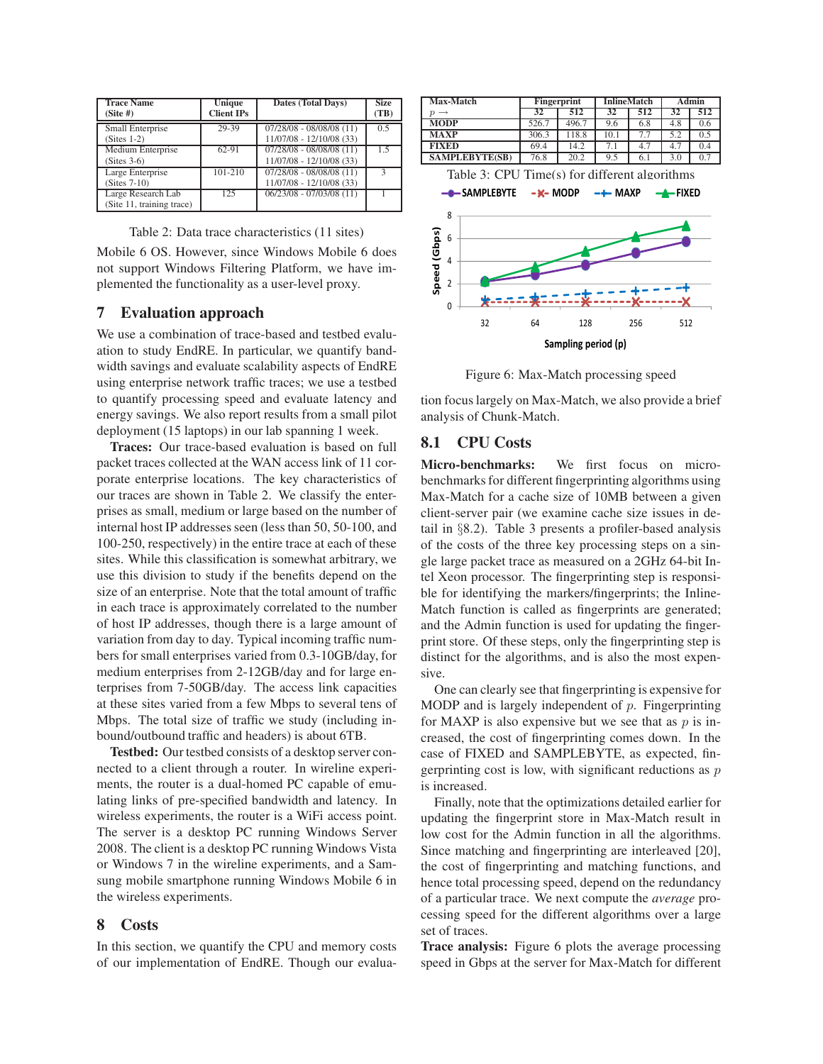| Trace Name (Site #) | Unique Client IPs | Dates (Total Days) | Size (TB) |
|---|---|---|---|
| Small Enterprise (Sites 1-2) | 29-39 | 07/28/08 - 08/08/08 (11) 11/07/08 - 12/10/08 (33) | 0.5 |
| Medium Enterprise (Sites 3-6) | 62-91 | 07/28/08 - 08/08/08 (11) 11/07/08 - 12/10/08 (33) | 1.5 |
| Large Enterprise (Sites 7-10) | 101-210 | 07/28/08 - 08/08/08 (11) 11/07/08 - 12/10/08 (33) | 3 |
| Large Research Lab (Site 11, training trace) | 125 | 06/23/08 - 07/03/08 (11) | 1 |

Table 2: Data trace characteristics (11 sites)

Mobile 6 OS. However, since Windows Mobile 6 does not support Windows Filtering Platform, we have implemented the functionality as a user-level proxy.

## 7 Evaluation approach

We use a combination of trace-based and testbed evaluation to study EndRE. In particular, we quantify bandwidth savings and evaluate scalability aspects of EndRE using enterprise network traffic traces; we use a testbed to quantify processing speed and evaluate latency and energy savings. We also report results from a small pilot deployment (15 laptops) in our lab spanning 1 week.

**Traces:** Our trace-based evaluation is based on full packet traces collected at the WAN access link of 11 corporate enterprise locations. The key characteristics of our traces are shown in Table 2. We classify the enterprises as small, medium or large based on the number of internal host IP addresses seen (less than 50, 50-100, and 100-250, respectively) in the entire trace at each of these sites. While this classification is somewhat arbitrary, we use this division to study if the benefits depend on the size of an enterprise. Note that the total amount of traffic in each trace is approximately correlated to the number of host IP addresses, though there is a large amount of variation from day to day. Typical incoming traffic numbers for small enterprises varied from 0.3-10GB/day, for medium enterprises from 2-12GB/day and for large enterprises from 7-50GB/day. The access link capacities at these sites varied from a few Mbps to several tens of Mbps. The total size of traffic we study (including inbound/outbound traffic and headers) is about 6TB.

**Testbed:** Our testbed consists of a desktop server connected to a client through a router. In wireline experiments, the router is a dual-homed PC capable of emulating links of pre-specified bandwidth and latency. In wireless experiments, the router is a WiFi access point. The server is a desktop PC running Windows Server 2008. The client is a desktop PC running Windows Vista or Windows 7 in the wireline experiments, and a Samsung mobile smartphone running Windows Mobile 6 in the wireless experiments.

## 8 Costs

In this section, we quantify the CPU and memory costs of our implementation of EndRE. Though our evaluation focus largely on Max-Match, we also provide a brief analysis of Chunk-Match.

| Max-Match | Fingerprint | | InlineMatch | | Admin | |
|---|---|---|---|---|---|---|
| $p$ → | 32 | 512 | 32 | 512 | 32 | 512 |
| **MODP** | 526.7 | 496.7 | 9.6 | 6.8 | 4.8 | 0.6 |
| **MAXP** | 306.3 | 118.8 | 10.1 | 7.7 | 5.2 | 0.5 |
| **FIXED** | 69.4 | 14.2 | 7.1 | 4.7 | 4.7 | 0.4 |
| **SAMPLEBYTE(SB)** | 76.8 | 20.2 | 9.5 | 6.1 | 3.0 | 0.7 |

Table 3: CPU Time(s) for different algorithms

Figure 6: Max-Match processing speed

### 8.1 CPU Costs

**Micro-benchmarks:** We first focus on micro-benchmarks for different fingerprinting algorithms using Max-Match for a cache size of 10MB between a given client-server pair (we examine cache size issues in detail in §8.2). Table 3 presents a profiler-based analysis of the costs of the three key processing steps on a single large packet trace as measured on a 2GHz 64-bit Intel Xeon processor. The fingerprinting step is responsible for identifying the markers/fingerprints; the InlineMatch function is called as fingerprints are generated; and the Admin function is used for updating the fingerprint store. Of these steps, only the fingerprinting step is distinct for the algorithms, and is also the most expensive.

One can clearly see that fingerprinting is expensive for MODP and is largely independent of $p$. Fingerprinting for MAXP is also expensive but we see that as $p$ is increased, the cost of fingerprinting comes down. In the case of FIXED and SAMPLEBYTE, as expected, fingerprinting cost is low, with significant reductions as $p$ is increased.

Finally, note that the optimizations detailed earlier for updating the fingerprint store in Max-Match result in low cost for the Admin function in all the algorithms. Since matching and fingerprinting are interleaved [20], the cost of fingerprinting and matching functions, and hence total processing speed, depend on the redundancy of a particular trace. We next compute the *average* processing speed for the different algorithms over a large set of traces.

**Trace analysis:** Figure 6 plots the average processing speed in Gbps at the server for Max-Match for different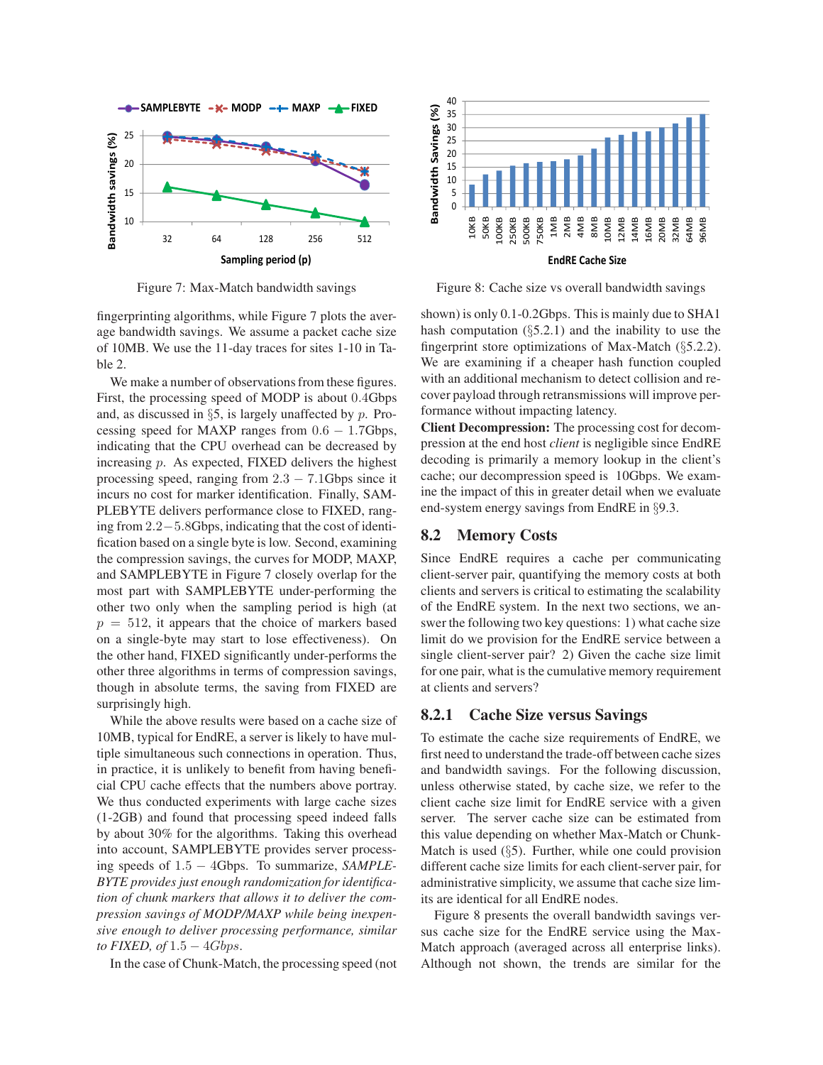Figure 7: Max-Match bandwidth savings

Figure 8: Cache size vs overall bandwidth savings

fingerprinting algorithms, while Figure 7 plots the average bandwidth savings. We assume a packet cache size of 10MB. We use the 11-day traces for sites 1-10 in Table 2.

We make a number of observations from these figures. First, the processing speed of MODP is about 0.4Gbps and, as discussed in §5, is largely unaffected by $p$. Processing speed for MAXP ranges from $0.6 - 1.7$Gbps, indicating that the CPU overhead can be decreased by increasing $p$. As expected, FIXED delivers the highest processing speed, ranging from $2.3 - 7.1$Gbps since it incurs no cost for marker identification. Finally, SAMPLEBYTE delivers performance close to FIXED, ranging from $2.2 - 5.8$Gbps, indicating that the cost of identification based on a single byte is low. Second, examining the compression savings, the curves for MODP, MAXP, and SAMPLEBYTE in Figure 7 closely overlap for the most part with SAMPLEBYTE under-performing the other two only when the sampling period is high (at $p = 512$, it appears that the choice of markers based on a single-byte may start to lose effectiveness). On the other hand, FIXED significantly under-performs the other three algorithms in terms of compression savings, though in absolute terms, the saving from FIXED are surprisingly high.

While the above results were based on a cache size of 10MB, typical for EndRE, a server is likely to have multiple simultaneous such connections in operation. Thus, in practice, it is unlikely to benefit from having beneficial CPU cache effects that the numbers above portray. We thus conducted experiments with large cache sizes (1-2GB) and found that processing speed indeed falls by about 30% for the algorithms. Taking this overhead into account, SAMPLEBYTE provides server processing speeds of $1.5 - 4$Gbps. To summarize, *SAMPLEBYTE provides just enough randomization for identification of chunk markers that allows it to deliver the compression savings of MODP/MAXP while being inexpensive enough to deliver processing performance, similar to FIXED, of* $1.5 - 4Gbps$.

In the case of Chunk-Match, the processing speed (not shown) is only 0.1-0.2Gbps. This is mainly due to SHA1 hash computation (§5.2.1) and the inability to use the fingerprint store optimizations of Max-Match (§5.2.2). We are examining if a cheaper hash function coupled with an additional mechanism to detect collision and recover payload through retransmissions will improve performance without impacting latency.

**Client Decompression:** The processing cost for decompression at the end host *client* is negligible since EndRE decoding is primarily a memory lookup in the client's cache; our decompression speed is 10Gbps. We examine the impact of this in greater detail when we evaluate end-system energy savings from EndRE in §9.3.

## 8.2 Memory Costs

Since EndRE requires a cache per communicating client-server pair, quantifying the memory costs at both clients and servers is critical to estimating the scalability of the EndRE system. In the next two sections, we answer the following two key questions: 1) what cache size limit do we provision for the EndRE service between a single client-server pair? 2) Given the cache size limit for one pair, what is the cumulative memory requirement at clients and servers?

### 8.2.1 Cache Size versus Savings

To estimate the cache size requirements of EndRE, we first need to understand the trade-off between cache sizes and bandwidth savings. For the following discussion, unless otherwise stated, by cache size, we refer to the client cache size limit for EndRE service with a given server. The server cache size can be estimated from this value depending on whether Max-Match or Chunk-Match is used (§5). Further, while one could provision different cache size limits for each client-server pair, for administrative simplicity, we assume that cache size limits are identical for all EndRE nodes.

Figure 8 presents the overall bandwidth savings versus cache size for the EndRE service using the Max-Match approach (averaged across all enterprise links). Although not shown, the trends are similar for the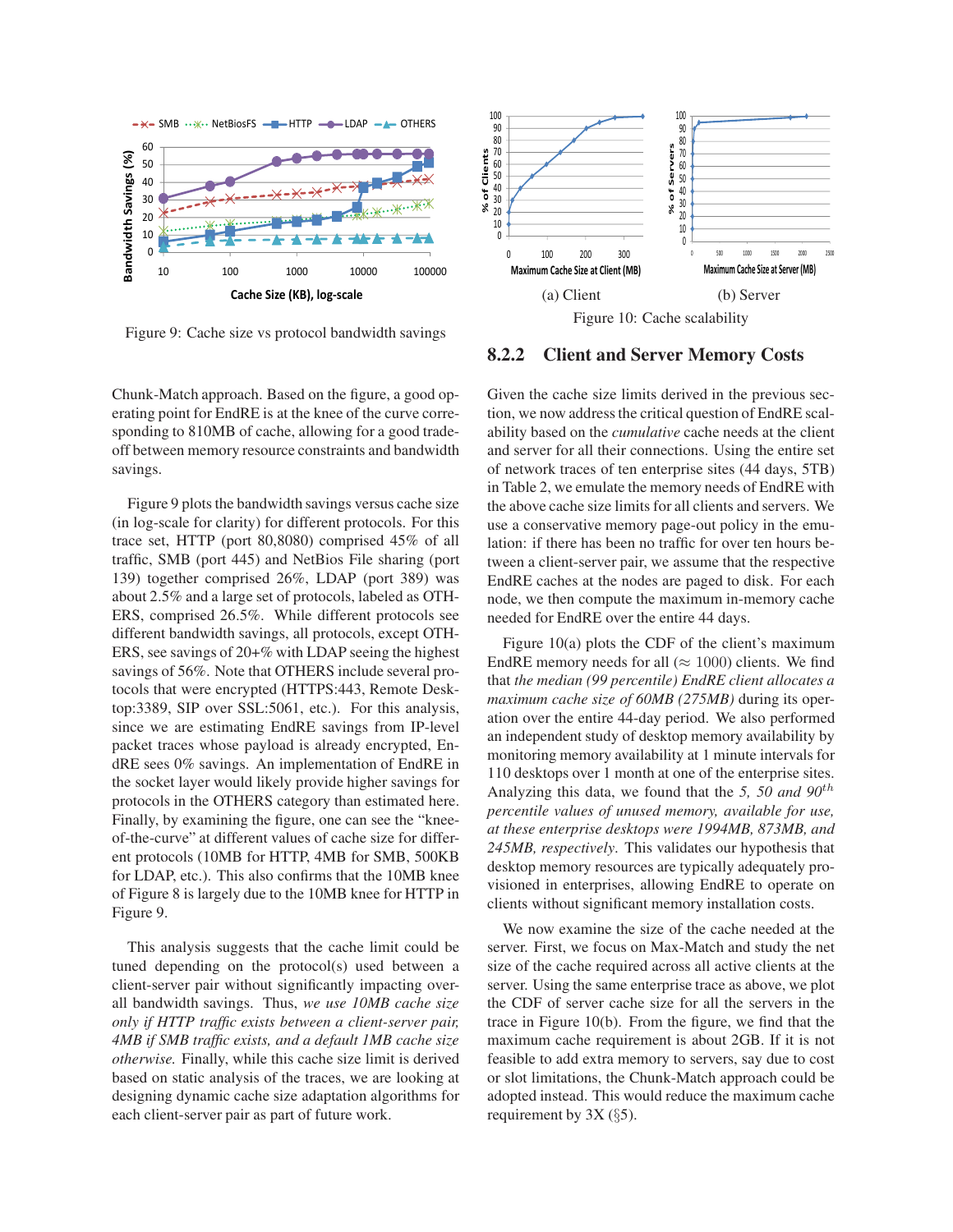Figure 9: Cache size vs protocol bandwidth savings

Chunk-Match approach. Based on the figure, a good operating point for EndRE is at the knee of the curve corresponding to 810MB of cache, allowing for a good trade-off between memory resource constraints and bandwidth savings.

Figure 9 plots the bandwidth savings versus cache size (in log-scale for clarity) for different protocols. For this trace set, HTTP (port 80,8080) comprised 45% of all traffic, SMB (port 445) and NetBios File sharing (port 139) together comprised 26%, LDAP (port 389) was about 2.5% and a large set of protocols, labeled as OTHERS, comprised 26.5%. While different protocols see different bandwidth savings, all protocols, except OTHERS, see savings of 20+% with LDAP seeing the highest savings of 56%. Note that OTHERS include several protocols that were encrypted (HTTPS:443, Remote Desktop:3389, SIP over SSL:5061, etc.). For this analysis, since we are estimating EndRE savings from IP-level packet traces whose payload is already encrypted, EndRE sees 0% savings. An implementation of EndRE in the socket layer would likely provide higher savings for protocols in the OTHERS category than estimated here. Finally, by examining the figure, one can see the "knee-of-the-curve" at different values of cache size for different protocols (10MB for HTTP, 4MB for SMB, 500KB for LDAP, etc.). This also confirms that the 10MB knee of Figure 8 is largely due to the 10MB knee for HTTP in Figure 9.

This analysis suggests that the cache limit could be tuned depending on the protocol(s) used between a client-server pair without significantly impacting overall bandwidth savings. Thus, *we use 10MB cache size only if HTTP traffic exists between a client-server pair, 4MB if SMB traffic exists, and a default 1MB cache size otherwise.* Finally, while this cache size limit is derived based on static analysis of the traces, we are looking at designing dynamic cache size adaptation algorithms for each client-server pair as part of future work.

(a) Client (b) Server

Figure 10: Cache scalability

### 8.2.2 Client and Server Memory Costs

Given the cache size limits derived in the previous section, we now address the critical question of EndRE scalability based on the *cumulative* cache needs at the client and server for all their connections. Using the entire set of network traces of ten enterprise sites (44 days, 5TB) in Table 2, we emulate the memory needs of EndRE with the above cache size limits for all clients and servers. We use a conservative memory page-out policy in the emulation: if there has been no traffic for over ten hours between a client-server pair, we assume that the respective EndRE caches at the nodes are paged to disk. For each node, we then compute the maximum in-memory cache needed for EndRE over the entire 44 days.

Figure 10(a) plots the CDF of the client's maximum EndRE memory needs for all ($\approx$ 1000) clients. We find that *the median (99 percentile) EndRE client allocates a maximum cache size of 60MB (275MB)* during its operation over the entire 44-day period. We also performed an independent study of desktop memory availability by monitoring memory availability at 1 minute intervals for 110 desktops over 1 month at one of the enterprise sites. Analyzing this data, we found that the *5, 50 and 90$^{th}$ percentile values of unused memory, available for use, at these enterprise desktops were 1994MB, 873MB, and 245MB, respectively*. This validates our hypothesis that desktop memory resources are typically adequately provisioned in enterprises, allowing EndRE to operate on clients without significant memory installation costs.

We now examine the size of the cache needed at the server. First, we focus on Max-Match and study the net size of the cache required across all active clients at the server. Using the same enterprise trace as above, we plot the CDF of server cache size for all the servers in the trace in Figure 10(b). From the figure, we find that the maximum cache requirement is about 2GB. If it is not feasible to add extra memory to servers, say due to cost or slot limitations, the Chunk-Match approach could be adopted instead. This would reduce the maximum cache requirement by 3X (§5).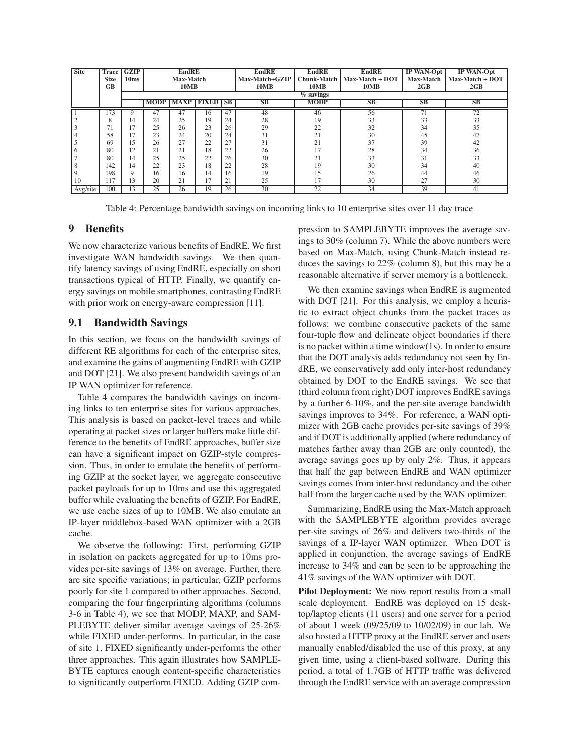| Site | Trace Size GB | GZIP 10ms | EndRE Max-Match 10MB | | | | EndRE Max-Match+GZIP 10MB | EndRE Chunk-Match 10MB | EndRE Max-Match + DOT 10MB | IP WAN-Opt Max-Match 2GB | IP WAN-Opt Max-Match + DOT 2GB |
|---|---|---|---|---|---|---|---|---|---|---|---|
| | | % savings | | | | | | | | | |
| | | | MODP | MAXP | FIXED | SB | SB | MODP | SB | SB | SB |
| 1 | 173 | 9 | 47 | 47 | 16 | 47 | 48 | 46 | 56 | 71 | 72 |
| 2 | 8 | 14 | 24 | 25 | 19 | 24 | 28 | 19 | 33 | 33 | 33 |
| 3 | 71 | 17 | 25 | 26 | 23 | 26 | 29 | 22 | 32 | 34 | 35 |
| 4 | 58 | 17 | 23 | 24 | 20 | 24 | 31 | 21 | 30 | 45 | 47 |
| 5 | 69 | 15 | 26 | 27 | 22 | 27 | 31 | 21 | 37 | 39 | 42 |
| 6 | 80 | 12 | 21 | 21 | 18 | 22 | 26 | 17 | 28 | 34 | 36 |
| 7 | 80 | 14 | 25 | 25 | 22 | 26 | 30 | 21 | 33 | 31 | 33 |
| 8 | 142 | 14 | 22 | 23 | 18 | 22 | 28 | 19 | 30 | 34 | 40 |
| 9 | 198 | 9 | 16 | 16 | 14 | 16 | 19 | 15 | 26 | 44 | 46 |
| 10 | 117 | 13 | 20 | 21 | 17 | 21 | 25 | 17 | 30 | 27 | 30 |
| Avg/site | 100 | 13 | 25 | 26 | 19 | 26 | 30 | 22 | 34 | 39 | 41 |

Table 4: Percentage bandwidth savings on incoming links to 10 enterprise sites over 11 day trace

# 9 Benefits

We now characterize various benefits of EndRE. We first investigate WAN bandwidth savings. We then quantify latency savings of using EndRE, especially on short transactions typical of HTTP. Finally, we quantify energy savings on mobile smartphones, contrasting EndRE with prior work on energy-aware compression [11].

## 9.1 Bandwidth Savings

In this section, we focus on the bandwidth savings of different RE algorithms for each of the enterprise sites, and examine the gains of augmenting EndRE with GZIP and DOT [21]. We also present bandwidth savings of an IP WAN optimizer for reference.

Table 4 compares the bandwidth savings on incoming links to ten enterprise sites for various approaches. This analysis is based on packet-level traces and while operating at packet sizes or larger buffers make little difference to the benefits of EndRE approaches, buffer size can have a significant impact on GZIP-style compression. Thus, in order to emulate the benefits of performing GZIP at the socket layer, we aggregate consecutive packet payloads for up to 10ms and use this aggregated buffer while evaluating the benefits of GZIP. For EndRE, we use cache sizes of up to 10MB. We also emulate an IP-layer middlebox-based WAN optimizer with a 2GB cache.

We observe the following: First, performing GZIP in isolation on packets aggregated for up to 10ms provides per-site savings of 13% on average. Further, there are site specific variations; in particular, GZIP performs poorly for site 1 compared to other approaches. Second, comparing the four fingerprinting algorithms (columns 3-6 in Table 4), we see that MODP, MAXP, and SAMPLEBYTE deliver similar average savings of 25-26% while FIXED under-performs. In particular, in the case of site 1, FIXED significantly under-performs the other three approaches. This again illustrates how SAMPLEBYTE captures enough content-specific characteristics to significantly outperform FIXED. Adding GZIP compression to SAMPLEBYTE improves the average savings to 30% (column 7). While the above numbers were based on Max-Match, using Chunk-Match instead reduces the savings to 22% (column 8), but this may be a reasonable alternative if server memory is a bottleneck.

We then examine savings when EndRE is augmented with DOT [21]. For this analysis, we employ a heuristic to extract object chunks from the packet traces as follows: we combine consecutive packets of the same four-tuple flow and delineate object boundaries if there is no packet within a time window(1s). In order to ensure that the DOT analysis adds redundancy not seen by EndRE, we conservatively add only inter-host redundancy obtained by DOT to the EndRE savings. We see that (third column from right) DOT improves EndRE savings by a further 6-10%, and the per-site average bandwidth savings improves to 34%. For reference, a WAN optimizer with 2GB cache provides per-site savings of 39% and if DOT is additionally applied (where redundancy of matches farther away than 2GB are only counted), the average savings goes up by only 2%. Thus, it appears that half the gap between EndRE and WAN optimizer savings comes from inter-host redundancy and the other half from the larger cache used by the WAN optimizer.

Summarizing, EndRE using the Max-Match approach with the SAMPLEBYTE algorithm provides average per-site savings of 26% and delivers two-thirds of the savings of a IP-layer WAN optimizer. When DOT is applied in conjunction, the average savings of EndRE increase to 34% and can be seen to be approaching the 41% savings of the WAN optimizer with DOT.

**Pilot Deployment:** We now report results from a small scale deployment. EndRE was deployed on 15 desktop/laptop clients (11 users) and one server for a period of about 1 week (09/25/09 to 10/02/09) in our lab. We also hosted a HTTP proxy at the EndRE server and users manually enabled/disabled the use of this proxy, at any given time, using a client-based software. During this period, a total of 1.7GB of HTTP traffic was delivered through the EndRE service with an average compression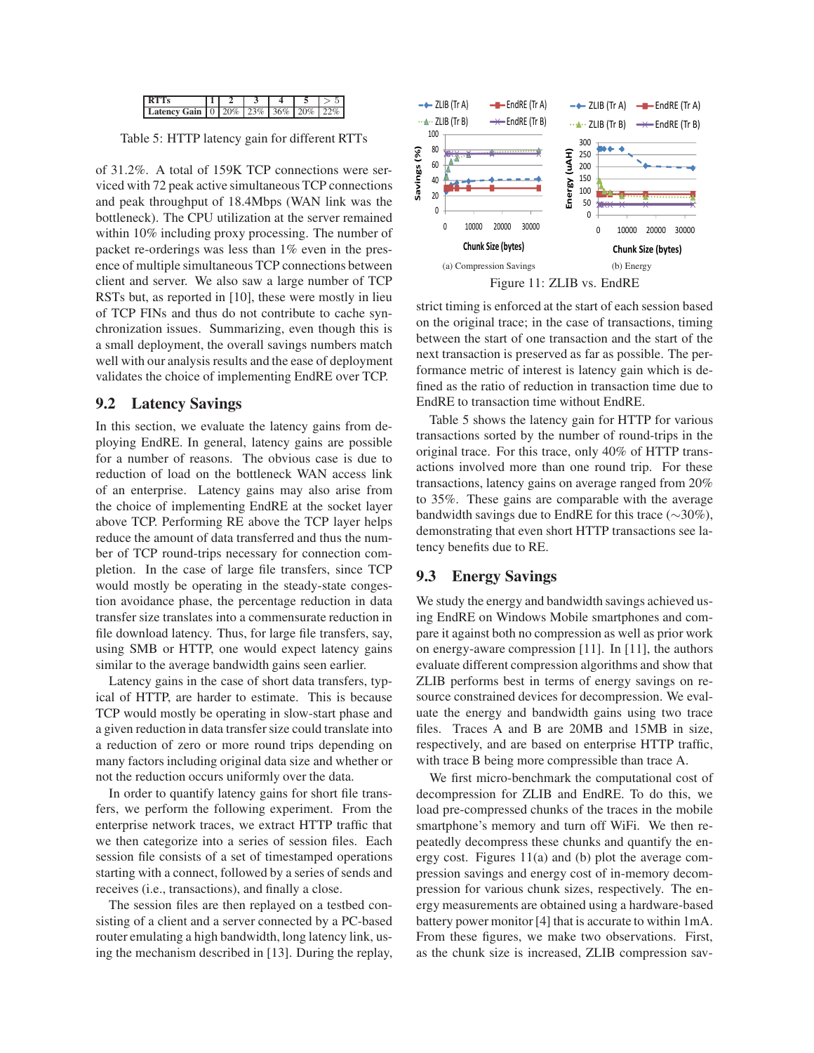| RTTs | 1 | 2 | 3 | 4 | 5 | > 5 |
|---|---|---|---|---|---|---|
| Latency Gain | 0 | 20% | 23% | 36% | 20% | 22% |

Table 5: HTTP latency gain for different RTTs

of 31.2%. A total of 159K TCP connections were serviced with 72 peak active simultaneous TCP connections and peak throughput of 18.4Mbps (WAN link was the bottleneck). The CPU utilization at the server remained within 10% including proxy processing. The number of packet re-orderings was less than 1% even in the presence of multiple simultaneous TCP connections between client and server. We also saw a large number of TCP RSTs but, as reported in [10], these were mostly in lieu of TCP FINs and thus do not contribute to cache synchronization issues. Summarizing, even though this is a small deployment, the overall savings numbers match well with our analysis results and the ease of deployment validates the choice of implementing EndRE over TCP.

## 9.2 Latency Savings

In this section, we evaluate the latency gains from deploying EndRE. In general, latency gains are possible for a number of reasons. The obvious case is due to reduction of load on the bottleneck WAN access link of an enterprise. Latency gains may also arise from the choice of implementing EndRE at the socket layer above TCP. Performing RE above the TCP layer helps reduce the amount of data transferred and thus the number of TCP round-trips necessary for connection completion. In the case of large file transfers, since TCP would mostly be operating in the steady-state congestion avoidance phase, the percentage reduction in data transfer size translates into a commensurate reduction in file download latency. Thus, for large file transfers, say, using SMB or HTTP, one would expect latency gains similar to the average bandwidth gains seen earlier.

Latency gains in the case of short data transfers, typical of HTTP, are harder to estimate. This is because TCP would mostly be operating in slow-start phase and a given reduction in data transfer size could translate into a reduction of zero or more round trips depending on many factors including original data size and whether or not the reduction occurs uniformly over the data.

In order to quantify latency gains for short file transfers, we perform the following experiment. From the enterprise network traces, we extract HTTP traffic that we then categorize into a series of session files. Each session file consists of a set of timestamped operations starting with a connect, followed by a series of sends and receives (i.e., transactions), and finally a close.

The session files are then replayed on a testbed consisting of a client and a server connected by a PC-based router emulating a high bandwidth, long latency link, using the mechanism described in [13]. During the replay, strict timing is enforced at the start of each session based on the original trace; in the case of transactions, timing between the start of one transaction and the start of the next transaction is preserved as far as possible. The performance metric of interest is latency gain which is defined as the ratio of reduction in transaction time due to EndRE to transaction time without EndRE.

(a) Compression Savings (b) Energy

Figure 11: ZLIB vs. EndRE

Table 5 shows the latency gain for HTTP for various transactions sorted by the number of round-trips in the original trace. For this trace, only 40% of HTTP transactions involved more than one round trip. For these transactions, latency gains on average ranged from 20% to 35%. These gains are comparable with the average bandwidth savings due to EndRE for this trace (∼30%), demonstrating that even short HTTP transactions see latency benefits due to RE.

## 9.3 Energy Savings

We study the energy and bandwidth savings achieved using EndRE on Windows Mobile smartphones and compare it against both no compression as well as prior work on energy-aware compression [11]. In [11], the authors evaluate different compression algorithms and show that ZLIB performs best in terms of energy savings on resource constrained devices for decompression. We evaluate the energy and bandwidth gains using two trace files. Traces A and B are 20MB and 15MB in size, respectively, and are based on enterprise HTTP traffic, with trace B being more compressible than trace A.

We first micro-benchmark the computational cost of decompression for ZLIB and EndRE. To do this, we load pre-compressed chunks of the traces in the mobile smartphone's memory and turn off WiFi. We then repeatedly decompress these chunks and quantify the energy cost. Figures 11(a) and (b) plot the average compression savings and energy cost of in-memory decompression for various chunk sizes, respectively. The energy measurements are obtained using a hardware-based battery power monitor [4] that is accurate to within 1mA. From these figures, we make two observations. First, as the chunk size is increased, ZLIB compression sav-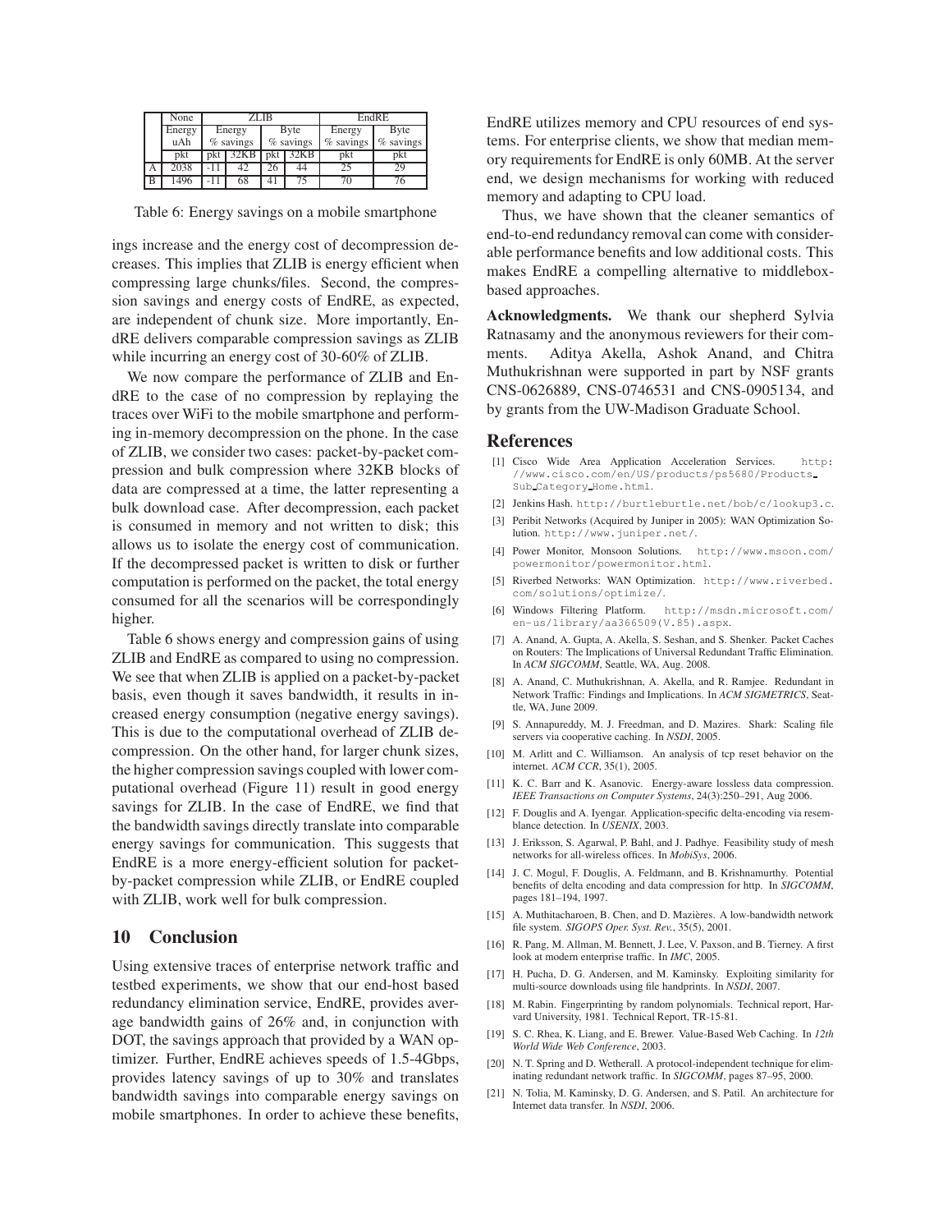| | None | ZLIB | | | | EndRE | |
|---|---|---|---|---|---|---|---|
| | Energy | Energy | | Byte | | Energy | Byte |
| | uAh | % savings | | % savings | | % savings | % savings |
| | pkt | pkt | 32KB | pkt | 32KB | pkt | pkt |
| A | 2038 | -11 | 42 | 26 | 44 | 25 | 29 |
| B | 1496 | -11 | 68 | 41 | 75 | 70 | 76 |

Table 6: Energy savings on a mobile smartphone

ings increase and the energy cost of decompression decreases. This implies that ZLIB is energy efficient when compressing large chunks/files. Second, the compression savings and energy costs of EndRE, as expected, are independent of chunk size. More importantly, EndRE delivers comparable compression savings as ZLIB while incurring an energy cost of 30-60% of ZLIB.

We now compare the performance of ZLIB and EndRE to the case of no compression by replaying the traces over WiFi to the mobile smartphone and performing in-memory decompression on the phone. In the case of ZLIB, we consider two cases: packet-by-packet compression and bulk compression where 32KB blocks of data are compressed at a time, the latter representing a bulk download case. After decompression, each packet is consumed in memory and not written to disk; this allows us to isolate the energy cost of communication. If the decompressed packet is written to disk or further computation is performed on the packet, the total energy consumed for all the scenarios will be correspondingly higher.

Table 6 shows energy and compression gains of using ZLIB and EndRE as compared to using no compression. We see that when ZLIB is applied on a packet-by-packet basis, even though it saves bandwidth, it results in increased energy consumption (negative energy savings). This is due to the computational overhead of ZLIB decompression. On the other hand, for larger chunk sizes, the higher compression savings coupled with lower computational overhead (Figure 11) result in good energy savings for ZLIB. In the case of EndRE, we find that the bandwidth savings directly translate into comparable energy savings for communication. This suggests that EndRE is a more energy-efficient solution for packet-by-packet compression while ZLIB, or EndRE coupled with ZLIB, work well for bulk compression.

## 10 Conclusion

Using extensive traces of enterprise network traffic and testbed experiments, we show that our end-host based redundancy elimination service, EndRE, provides average bandwidth gains of 26% and, in conjunction with DOT, the savings approach that provided by a WAN optimizer. Further, EndRE achieves speeds of 1.5-4Gbps, provides latency savings of up to 30% and translates bandwidth savings into comparable energy savings on mobile smartphones. In order to achieve these benefits, EndRE utilizes memory and CPU resources of end systems. For enterprise clients, we show that median memory requirements for EndRE is only 60MB. At the server end, we design mechanisms for working with reduced memory and adapting to CPU load.

Thus, we have shown that the cleaner semantics of end-to-end redundancy removal can come with considerable performance benefits and low additional costs. This makes EndRE a compelling alternative to middlebox-based approaches.

**Acknowledgments.** We thank our shepherd Sylvia Ratnasamy and the anonymous reviewers for their comments. Aditya Akella, Ashok Anand, and Chitra Muthukrishnan were supported in part by NSF grants CNS-0626889, CNS-0746531 and CNS-0905134, and by grants from the UW-Madison Graduate School.

## References

[1] Cisco Wide Area Application Acceleration Services. http://www.cisco.com/en/US/products/ps5680/Products_Sub_Category_Home.html.

[2] Jenkins Hash. http://burtleburtle.net/bob/c/lookup3.c.

[3] Peribit Networks (Acquired by Juniper in 2005): WAN Optimization Solution. http://www.juniper.net/.

[4] Power Monitor, Monsoon Solutions. http://www.msoon.com/powermonitor/powermonitor.html.

[5] Riverbed Networks: WAN Optimization. http://www.riverbed.com/solutions/optimize/.

[6] Windows Filtering Platform. http://msdn.microsoft.com/en-us/library/aa366509(V.85).aspx.

[7] A. Anand, A. Gupta, A. Akella, S. Seshan, and S. Shenker. Packet Caches on Routers: The Implications of Universal Redundant Traffic Elimination. In *ACM SIGCOMM*, Seattle, WA, Aug. 2008.

[8] A. Anand, C. Muthukrishnan, A. Akella, and R. Ramjee. Redundant in Network Traffic: Findings and Implications. In *ACM SIGMETRICS*, Seattle, WA, June 2009.

[9] S. Annapureddy, M. J. Freedman, and D. Mazires. Shark: Scaling file servers via cooperative caching. In *NSDI*, 2005.

[10] M. Arlitt and C. Williamson. An analysis of tcp reset behavior on the internet. *ACM CCR*, 35(1), 2005.

[11] K. C. Barr and K. Asanovic. Energy-aware lossless data compression. *IEEE Transactions on Computer Systems*, 24(3):250–291, Aug 2006.

[12] F. Douglis and A. Iyengar. Application-specific delta-encoding via resemblance detection. In *USENIX*, 2003.

[13] J. Eriksson, S. Agarwal, P. Bahl, and J. Padhye. Feasibility study of mesh networks for all-wireless offices. In *MobiSys*, 2006.

[14] J. C. Mogul, F. Douglis, A. Feldmann, and B. Krishnamurthy. Potential benefits of delta encoding and data compression for http. In *SIGCOMM*, pages 181–194, 1997.

[15] A. Muthitacharoen, B. Chen, and D. Mazières. A low-bandwidth network file system. *SIGOPS Oper. Syst. Rev.*, 35(5), 2001.

[16] R. Pang, M. Allman, M. Bennett, J. Lee, V. Paxson, and B. Tierney. A first look at modern enterprise traffic. In *IMC*, 2005.

[17] H. Pucha, D. G. Andersen, and M. Kaminsky. Exploiting similarity for multi-source downloads using file handprints. In *NSDI*, 2007.

[18] M. Rabin. Fingerprinting by random polynomials. Technical report, Harvard University, 1981. Technical Report, TR-15-81.

[19] S. C. Rhea, K. Liang, and E. Brewer. Value-Based Web Caching. In *12th World Wide Web Conference*, 2003.

[20] N. T. Spring and D. Wetherall. A protocol-independent technique for eliminating redundant network traffic. In *SIGCOMM*, pages 87–95, 2000.

[21] N. Tolia, M. Kaminsky, D. G. Andersen, and S. Patil. An architecture for Internet data transfer. In *NSDI*, 2006.